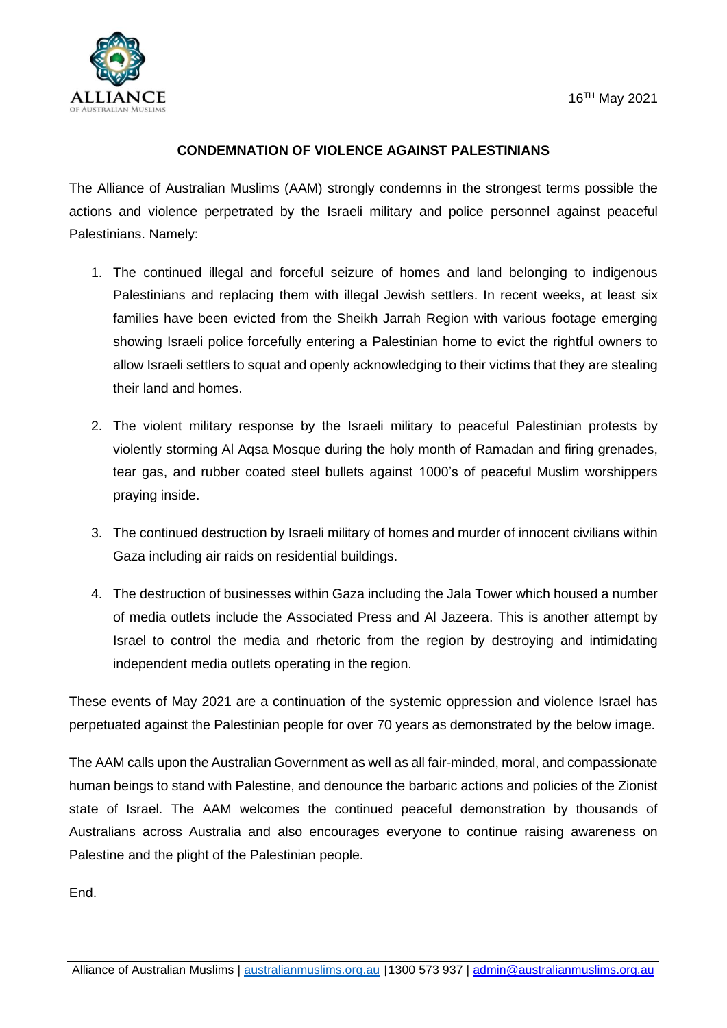ALLIANCE OF AUSTRALIAN MUSLIMS

16TH May 2021

**CONDEMNATION OF VIOLENCE AGAINST PALESTINIANS**

The Alliance of Australian Muslims (AAM) strongly condemns in the strongest terms possible the actions and violence perpetrated by the Israeli military and police personnel against peaceful Palestinians. Namely:

1. The continued illegal and forceful seizure of homes and land belonging to indigenous Palestinians and replacing them with illegal Jewish settlers. In recent weeks, at least six families have been evicted from the Sheikh Jarrah Region with various footage emerging showing Israeli police forcefully entering a Palestinian home to evict the rightful owners to allow Israeli settlers to squat and openly acknowledging to their victims that they are stealing their land and homes.

2. The violent military response by the Israeli military to peaceful Palestinian protests by violently storming Al Aqsa Mosque during the holy month of Ramadan and firing grenades, tear gas, and rubber coated steel bullets against 1000's of peaceful Muslim worshippers praying inside.

3. The continued destruction by Israeli military of homes and murder of innocent civilians within Gaza including air raids on residential buildings.

4. The destruction of businesses within Gaza including the Jala Tower which housed a number of media outlets include the Associated Press and Al Jazeera. This is another attempt by Israel to control the media and rhetoric from the region by destroying and intimidating independent media outlets operating in the region.

These events of May 2021 are a continuation of the systemic oppression and violence Israel has perpetuated against the Palestinian people for over 70 years as demonstrated by the below image.

The AAM calls upon the Australian Government as well as all fair-minded, moral, and compassionate human beings to stand with Palestine, and denounce the barbaric actions and policies of the Zionist state of Israel. The AAM welcomes the continued peaceful demonstration by thousands of Australians across Australia and also encourages everyone to continue raising awareness on Palestine and the plight of the Palestinian people.

End.

Alliance of Australian Muslims | australianmuslims.org.au |1300 573 937 | admin@australianmuslims.org.au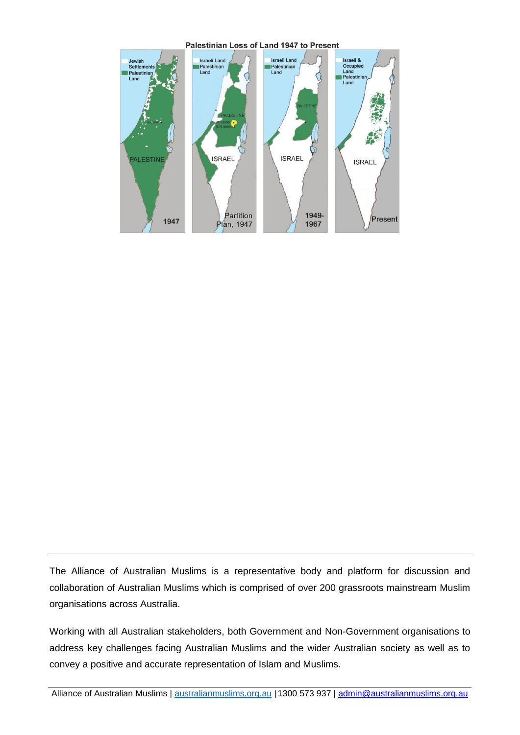Palestinian Loss of Land 1947 to Present

Jewish Settlements
Palestinian Land
PALESTINE
1947

Israeli Land
Palestinian Land
PALESTINE
Jerusalem UN admin.
ISRAEL
Partition Plan, 1947

Israeli Land
Palestinian Land
PALESTINE
ISRAEL
1949-1967

Israeli & Occupied Land
Palestinian Land
ISRAEL
Present

---

The Alliance of Australian Muslims is a representative body and platform for discussion and collaboration of Australian Muslims which is comprised of over 200 grassroots mainstream Muslim organisations across Australia.

Working with all Australian stakeholders, both Government and Non-Government organisations to address key challenges facing Australian Muslims and the wider Australian society as well as to convey a positive and accurate representation of Islam and Muslims.

---

Alliance of Australian Muslims | australianmuslims.org.au |1300 573 937 | admin@australianmuslims.org.au